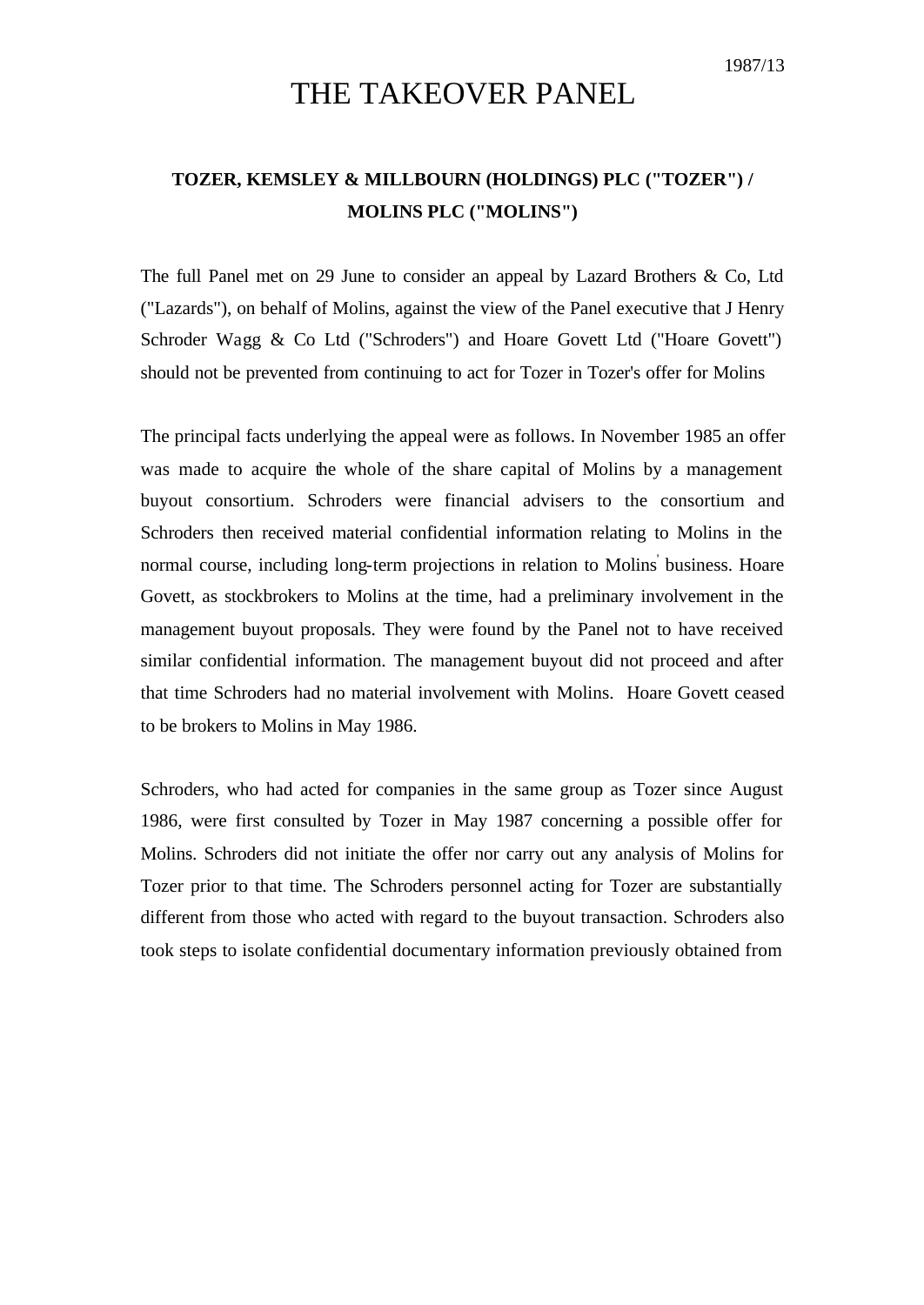1987/13

# THE TAKEOVER PANEL

## TOZER, KEMSLEY & MILLBOURN (HOLDINGS) PLC ("TOZER") / MOLINS PLC ("MOLINS")

The full Panel met on 29 June to consider an appeal by Lazard Brothers & Co, Ltd ("Lazards"), on behalf of Molins, against the view of the Panel executive that J Henry Schroder Wagg & Co Ltd ("Schroders") and Hoare Govett Ltd ("Hoare Govett") should not be prevented from continuing to act for Tozer in Tozer's offer for Molins

The principal facts underlying the appeal were as follows. In November 1985 an offer was made to acquire the whole of the share capital of Molins by a management buyout consortium. Schroders were financial advisers to the consortium and Schroders then received material confidential information relating to Molins in the normal course, including long-term projections in relation to Molins' business. Hoare Govett, as stockbrokers to Molins at the time, had a preliminary involvement in the management buyout proposals. They were found by the Panel not to have received similar confidential information. The management buyout did not proceed and after that time Schroders had no material involvement with Molins. Hoare Govett ceased to be brokers to Molins in May 1986.

Schroders, who had acted for companies in the same group as Tozer since August 1986, were first consulted by Tozer in May 1987 concerning a possible offer for Molins. Schroders did not initiate the offer nor carry out any analysis of Molins for Tozer prior to that time. The Schroders personnel acting for Tozer are substantially different from those who acted with regard to the buyout transaction. Schroders also took steps to isolate confidential documentary information previously obtained from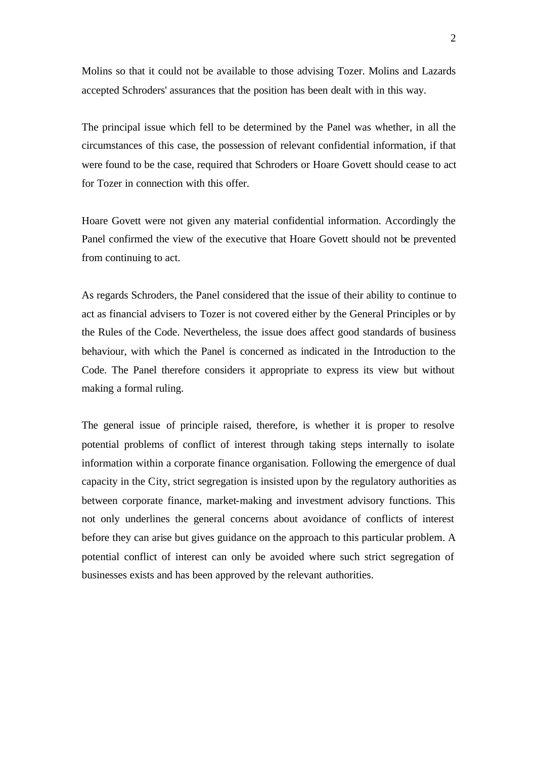Molins so that it could not be available to those advising Tozer. Molins and Lazards accepted Schroders' assurances that the position has been dealt with in this way.

The principal issue which fell to be determined by the Panel was whether, in all the circumstances of this case, the possession of relevant confidential information, if that were found to be the case, required that Schroders or Hoare Govett should cease to act for Tozer in connection with this offer.

Hoare Govett were not given any material confidential information. Accordingly the Panel confirmed the view of the executive that Hoare Govett should not be prevented from continuing to act.

As regards Schroders, the Panel considered that the issue of their ability to continue to act as financial advisers to Tozer is not covered either by the General Principles or by the Rules of the Code. Nevertheless, the issue does affect good standards of business behaviour, with which the Panel is concerned as indicated in the Introduction to the Code. The Panel therefore considers it appropriate to express its view but without making a formal ruling.

The general issue of principle raised, therefore, is whether it is proper to resolve potential problems of conflict of interest through taking steps internally to isolate information within a corporate finance organisation. Following the emergence of dual capacity in the City, strict segregation is insisted upon by the regulatory authorities as between corporate finance, market-making and investment advisory functions. This not only underlines the general concerns about avoidance of conflicts of interest before they can arise but gives guidance on the approach to this particular problem. A potential conflict of interest can only be avoided where such strict segregation of businesses exists and has been approved by the relevant authorities.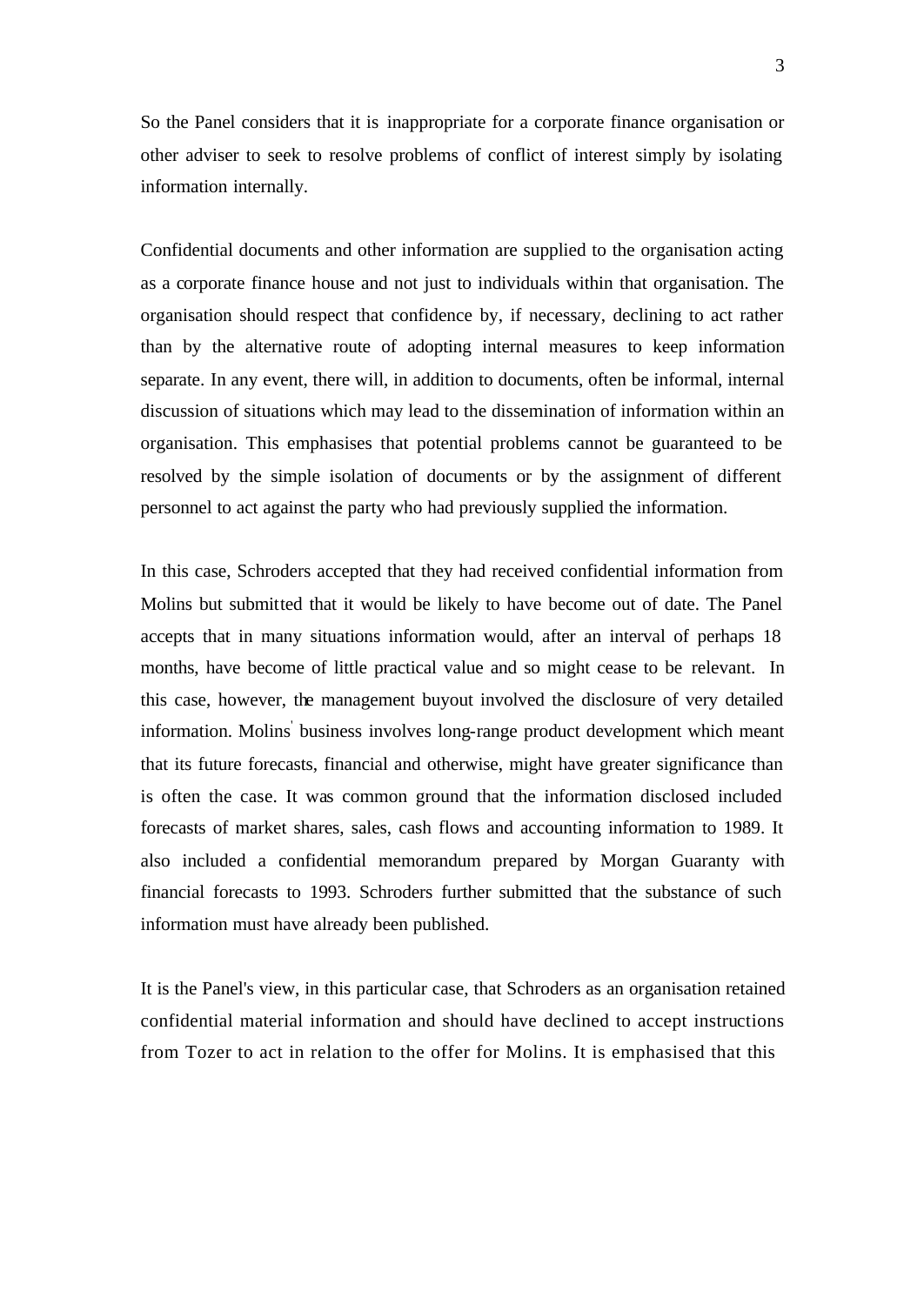So the Panel considers that it is inappropriate for a corporate finance organisation or other adviser to seek to resolve problems of conflict of interest simply by isolating information internally.

Confidential documents and other information are supplied to the organisation acting as a corporate finance house and not just to individuals within that organisation. The organisation should respect that confidence by, if necessary, declining to act rather than by the alternative route of adopting internal measures to keep information separate. In any event, there will, in addition to documents, often be informal, internal discussion of situations which may lead to the dissemination of information within an organisation. This emphasises that potential problems cannot be guaranteed to be resolved by the simple isolation of documents or by the assignment of different personnel to act against the party who had previously supplied the information.

In this case, Schroders accepted that they had received confidential information from Molins but submitted that it would be likely to have become out of date. The Panel accepts that in many situations information would, after an interval of perhaps 18 months, have become of little practical value and so might cease to be relevant. In this case, however, the management buyout involved the disclosure of very detailed information. Molins' business involves long-range product development which meant that its future forecasts, financial and otherwise, might have greater significance than is often the case. It was common ground that the information disclosed included forecasts of market shares, sales, cash flows and accounting information to 1989. It also included a confidential memorandum prepared by Morgan Guaranty with financial forecasts to 1993. Schroders further submitted that the substance of such information must have already been published.

It is the Panel's view, in this particular case, that Schroders as an organisation retained confidential material information and should have declined to accept instructions from Tozer to act in relation to the offer for Molins. It is emphasised that this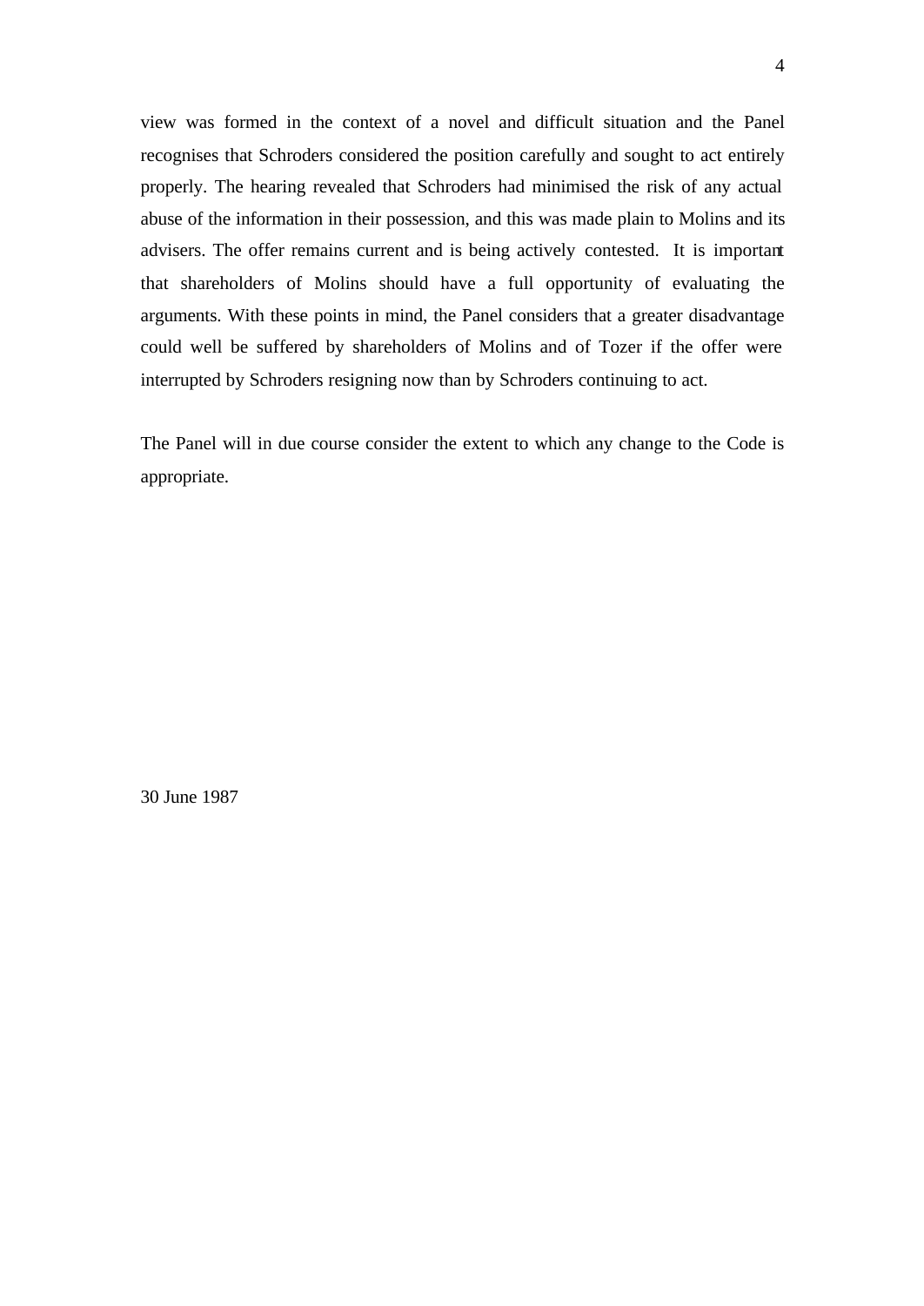view was formed in the context of a novel and difficult situation and the Panel recognises that Schroders considered the position carefully and sought to act entirely properly. The hearing revealed that Schroders had minimised the risk of any actual abuse of the information in their possession, and this was made plain to Molins and its advisers. The offer remains current and is being actively contested. It is important that shareholders of Molins should have a full opportunity of evaluating the arguments. With these points in mind, the Panel considers that a greater disadvantage could well be suffered by shareholders of Molins and of Tozer if the offer were interrupted by Schroders resigning now than by Schroders continuing to act.

The Panel will in due course consider the extent to which any change to the Code is appropriate.

30 June 1987